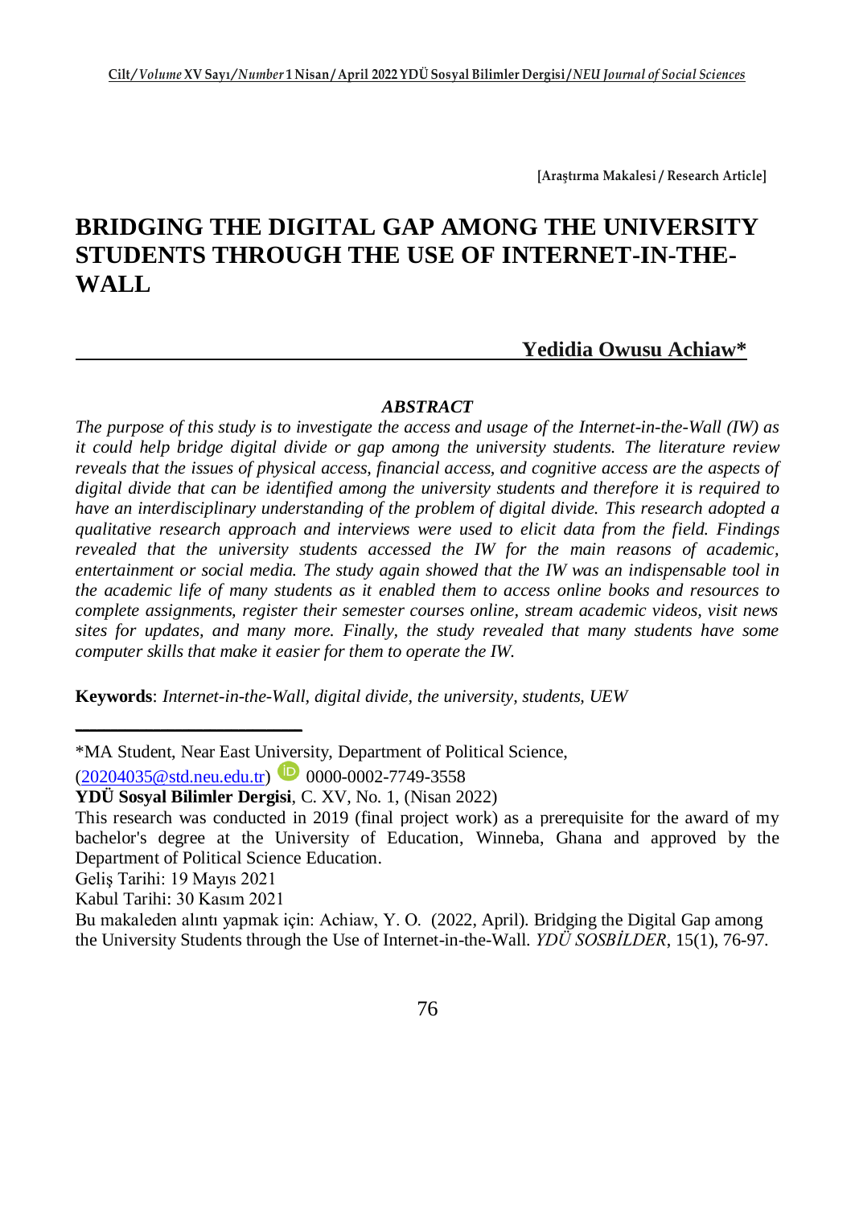[Araştırma Makalesi / Research Article]

# BRIDGING THE DIGITAL GAP AMONG THE UNIVERSITY STUDENTS THROUGH THE USE OF INTERNET-IN-THE-WALL

**Yedidia Owusu Achiaw***

### *ABSTRACT*

*The purpose of this study is to investigate the access and usage of the Internet-in-the-Wall (IW) as it could help bridge digital divide or gap among the university students. The literature review reveals that the issues of physical access, financial access, and cognitive access are the aspects of digital divide that can be identified among the university students and therefore it is required to have an interdisciplinary understanding of the problem of digital divide. This research adopted a qualitative research approach and interviews were used to elicit data from the field. Findings revealed that the university students accessed the IW for the main reasons of academic, entertainment or social media. The study again showed that the IW was an indispensable tool in the academic life of many students as it enabled them to access online books and resources to complete assignments, register their semester courses online, stream academic videos, visit news sites for updates, and many more. Finally, the study revealed that many students have some computer skills that make it easier for them to operate the IW.*

**Keywords**: *Internet-in-the-Wall, digital divide, the university, students, UEW*

---

*MA Student, Near East University, Department of Political Science, (20204035@std.neu.edu.tr) 0000-0002-7749-3558

**YDÜ Sosyal Bilimler Dergisi**, C. XV, No. 1, (Nisan 2022)

This research was conducted in 2019 (final project work) as a prerequisite for the award of my bachelor's degree at the University of Education, Winneba, Ghana and approved by the Department of Political Science Education.

Geliş Tarihi: 19 Mayıs 2021

Kabul Tarihi: 30 Kasım 2021

Bu makaleden alıntı yapmak için: Achiaw, Y. O. (2022, April). Bridging the Digital Gap among the University Students through the Use of Internet-in-the-Wall. *YDÜ SOSBİLDER*, 15(1), 76-97.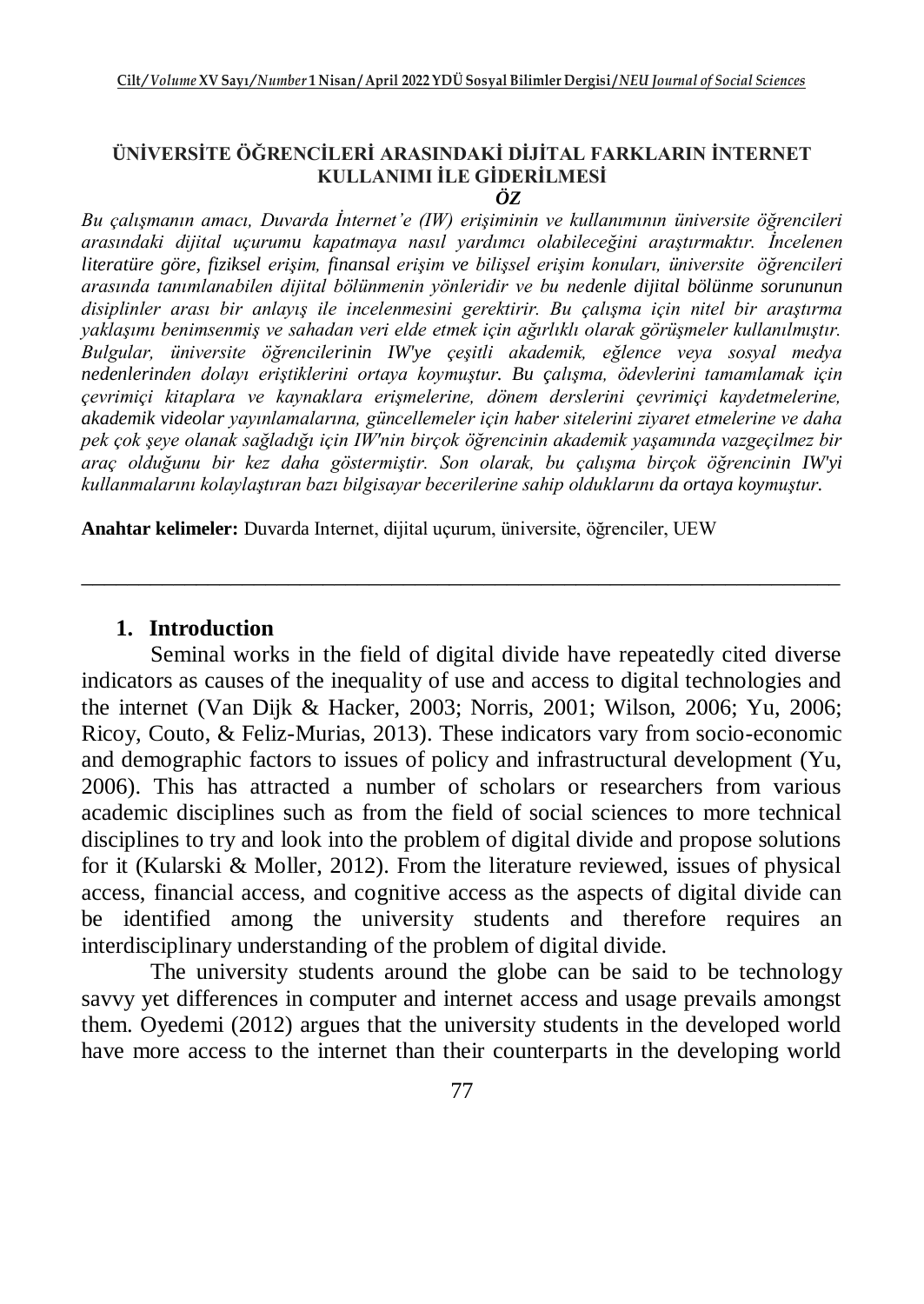## ÜNİVERSİTE ÖĞRENCİLERİ ARASINDAKİ DİJİTAL FARKLARIN İNTERNET KULLANIMI İLE GİDERİLMESİ

### *ÖZ*

*Bu çalışmanın amacı, Duvarda İnternet'e (IW) erişiminin ve kullanımının üniversite öğrencileri arasındaki dijital uçurumu kapatmaya nasıl yardımcı olabileceğini araştırmaktır. İncelenen literatüre göre, fiziksel erişim, finansal erişim ve bilişsel erişim konuları, üniversite öğrencileri arasında tanımlanabilen dijital bölünmenin yönleridir ve bu nedenle dijital bölünme sorununun disiplinler arası bir anlayış ile incelenmesini gerektirir. Bu çalışma için nitel bir araştırma yaklaşımı benimsenmiş ve sahadan veri elde etmek için ağırlıklı olarak görüşmeler kullanılmıştır. Bulgular, üniversite öğrencilerinin IW'ye çeşitli akademik, eğlence veya sosyal medya nedenlerinden dolayı eriştiklerini ortaya koymuştur. Bu çalışma, ödevlerini tamamlamak için çevrimiçi kitaplara ve kaynaklara erişmelerine, dönem derslerini çevrimiçi kaydetmelerine, akademik videolar yayınlamalarına, güncellemeler için haber sitelerini ziyaret etmelerine ve daha pek çok şeye olanak sağladığı için IW'nin birçok öğrencinin akademik yaşamında vazgeçilmez bir araç olduğunu bir kez daha göstermiştir. Son olarak, bu çalışma birçok öğrencinin IW'yi kullanmalarını kolaylaştıran bazı bilgisayar becerilerine sahip olduklarını da ortaya koymuştur.*

**Anahtar kelimeler:** Duvarda Internet, dijital uçurum, üniversite, öğrenciler, UEW

---

## 1. Introduction

Seminal works in the field of digital divide have repeatedly cited diverse indicators as causes of the inequality of use and access to digital technologies and the internet (Van Dijk & Hacker, 2003; Norris, 2001; Wilson, 2006; Yu, 2006; Ricoy, Couto, & Feliz-Murias, 2013). These indicators vary from socio-economic and demographic factors to issues of policy and infrastructural development (Yu, 2006). This has attracted a number of scholars or researchers from various academic disciplines such as from the field of social sciences to more technical disciplines to try and look into the problem of digital divide and propose solutions for it (Kularski & Moller, 2012). From the literature reviewed, issues of physical access, financial access, and cognitive access as the aspects of digital divide can be identified among the university students and therefore requires an interdisciplinary understanding of the problem of digital divide.

The university students around the globe can be said to be technology savvy yet differences in computer and internet access and usage prevails amongst them. Oyedemi (2012) argues that the university students in the developed world have more access to the internet than their counterparts in the developing world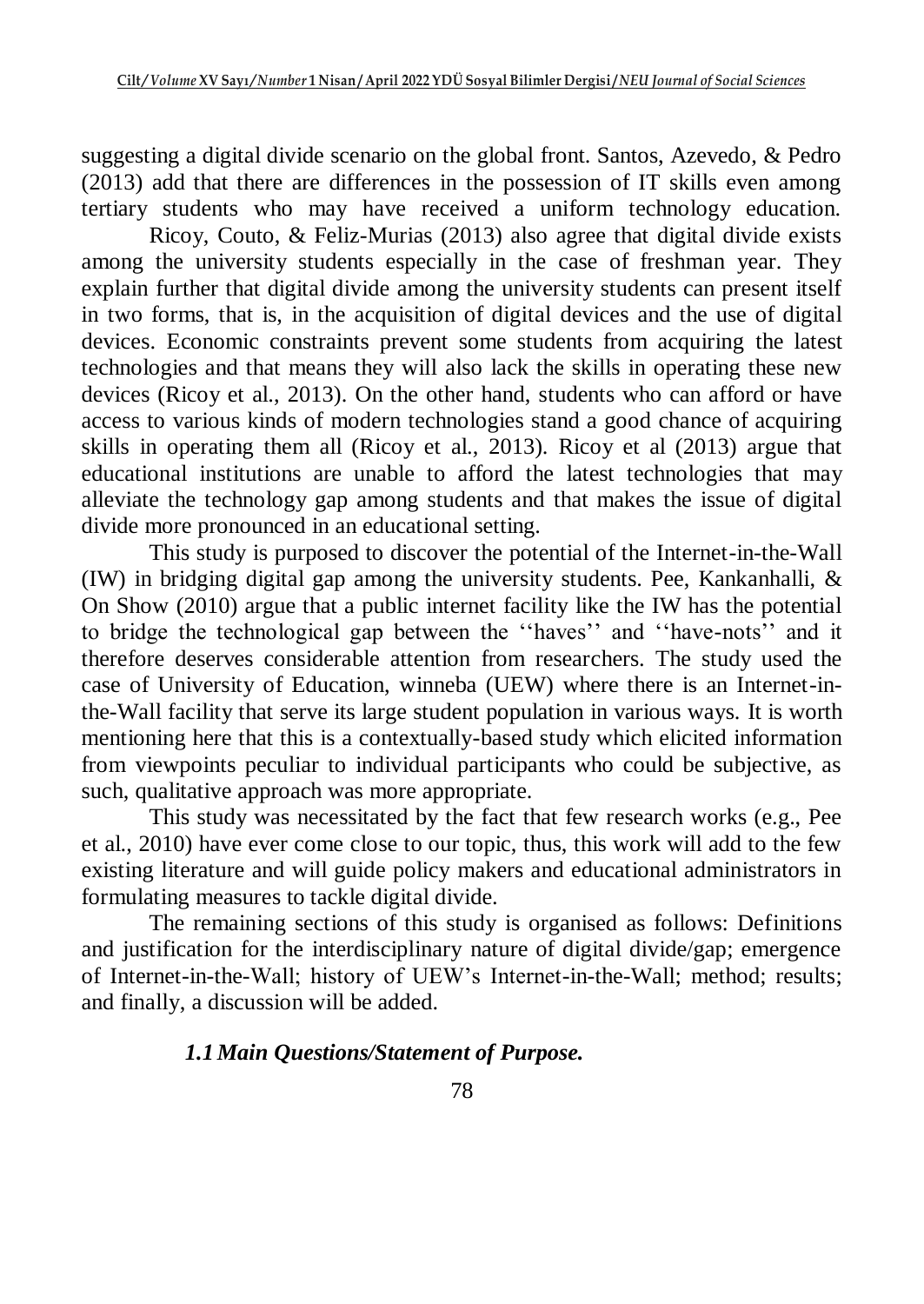suggesting a digital divide scenario on the global front. Santos, Azevedo, & Pedro (2013) add that there are differences in the possession of IT skills even among tertiary students who may have received a uniform technology education.

Ricoy, Couto, & Feliz-Murias (2013) also agree that digital divide exists among the university students especially in the case of freshman year. They explain further that digital divide among the university students can present itself in two forms, that is, in the acquisition of digital devices and the use of digital devices. Economic constraints prevent some students from acquiring the latest technologies and that means they will also lack the skills in operating these new devices (Ricoy et al., 2013). On the other hand, students who can afford or have access to various kinds of modern technologies stand a good chance of acquiring skills in operating them all (Ricoy et al., 2013). Ricoy et al (2013) argue that educational institutions are unable to afford the latest technologies that may alleviate the technology gap among students and that makes the issue of digital divide more pronounced in an educational setting.

This study is purposed to discover the potential of the Internet-in-the-Wall (IW) in bridging digital gap among the university students. Pee, Kankanhalli, & On Show (2010) argue that a public internet facility like the IW has the potential to bridge the technological gap between the ''haves'' and ''have-nots'' and it therefore deserves considerable attention from researchers. The study used the case of University of Education, winneba (UEW) where there is an Internet-in-the-Wall facility that serve its large student population in various ways. It is worth mentioning here that this is a contextually-based study which elicited information from viewpoints peculiar to individual participants who could be subjective, as such, qualitative approach was more appropriate.

This study was necessitated by the fact that few research works (e.g., Pee et al., 2010) have ever come close to our topic, thus, this work will add to the few existing literature and will guide policy makers and educational administrators in formulating measures to tackle digital divide.

The remaining sections of this study is organised as follows: Definitions and justification for the interdisciplinary nature of digital divide/gap; emergence of Internet-in-the-Wall; history of UEW's Internet-in-the-Wall; method; results; and finally, a discussion will be added.

### *1.1 Main Questions/Statement of Purpose.*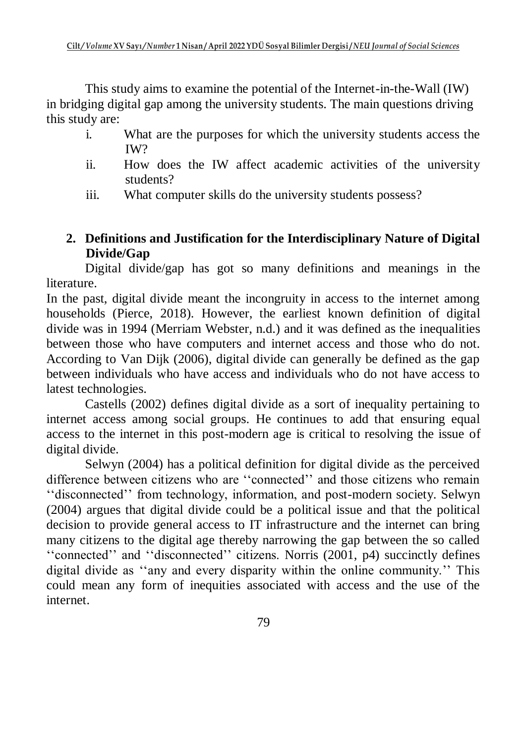This study aims to examine the potential of the Internet-in-the-Wall (IW) in bridging digital gap among the university students. The main questions driving this study are:

i. What are the purposes for which the university students access the IW?
ii. How does the IW affect academic activities of the university students?
iii. What computer skills do the university students possess?

## 2. Definitions and Justification for the Interdisciplinary Nature of Digital Divide/Gap

Digital divide/gap has got so many definitions and meanings in the literature.

In the past, digital divide meant the incongruity in access to the internet among households (Pierce, 2018). However, the earliest known definition of digital divide was in 1994 (Merriam Webster, n.d.) and it was defined as the inequalities between those who have computers and internet access and those who do not. According to Van Dijk (2006), digital divide can generally be defined as the gap between individuals who have access and individuals who do not have access to latest technologies.

Castells (2002) defines digital divide as a sort of inequality pertaining to internet access among social groups. He continues to add that ensuring equal access to the internet in this post-modern age is critical to resolving the issue of digital divide.

Selwyn (2004) has a political definition for digital divide as the perceived difference between citizens who are ''connected'' and those citizens who remain ''disconnected'' from technology, information, and post-modern society. Selwyn (2004) argues that digital divide could be a political issue and that the political decision to provide general access to IT infrastructure and the internet can bring many citizens to the digital age thereby narrowing the gap between the so called ''connected'' and ''disconnected'' citizens. Norris (2001, p4) succinctly defines digital divide as ''any and every disparity within the online community.'' This could mean any form of inequities associated with access and the use of the internet.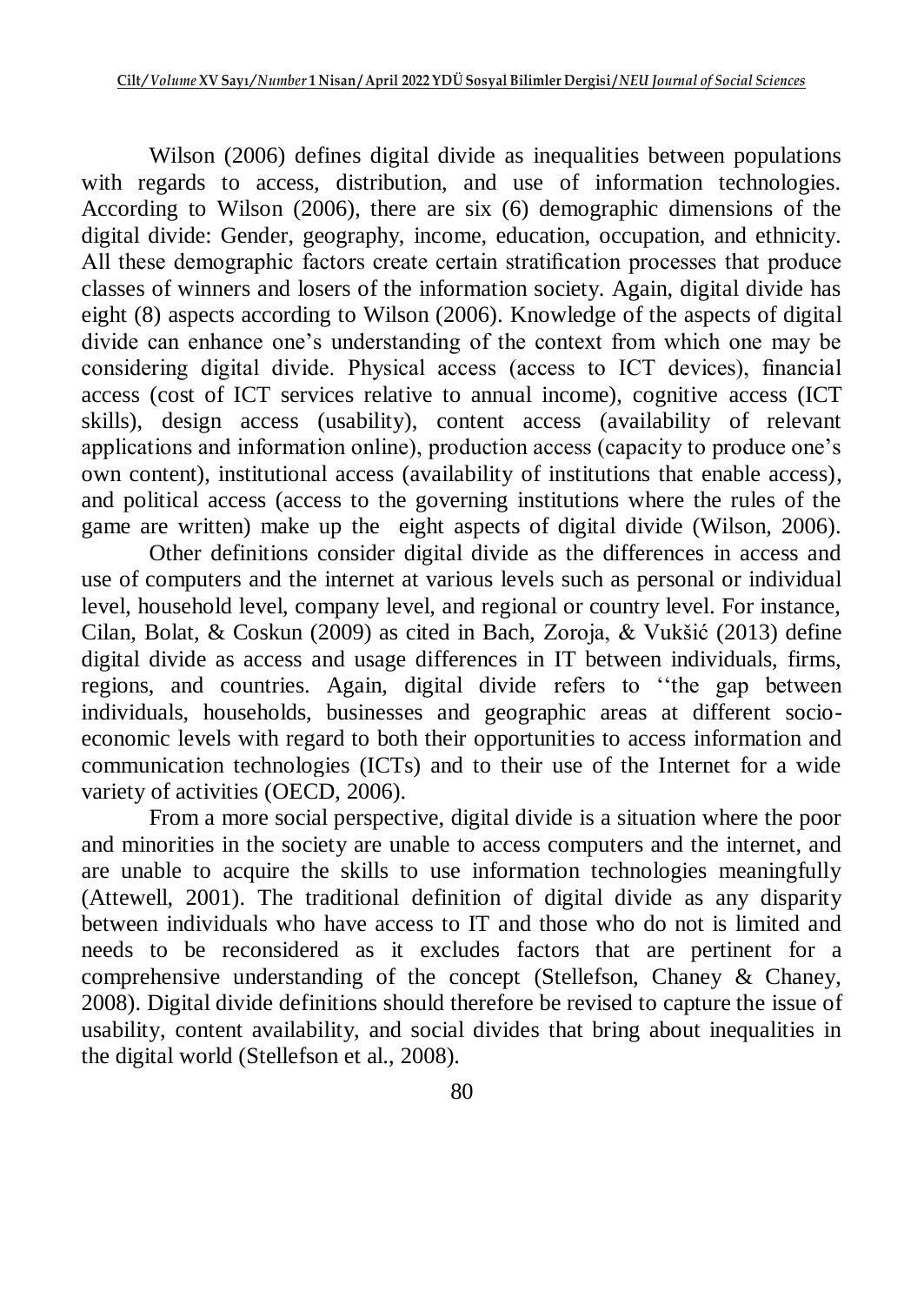Wilson (2006) defines digital divide as inequalities between populations with regards to access, distribution, and use of information technologies. According to Wilson (2006), there are six (6) demographic dimensions of the digital divide: Gender, geography, income, education, occupation, and ethnicity. All these demographic factors create certain stratification processes that produce classes of winners and losers of the information society. Again, digital divide has eight (8) aspects according to Wilson (2006). Knowledge of the aspects of digital divide can enhance one's understanding of the context from which one may be considering digital divide. Physical access (access to ICT devices), financial access (cost of ICT services relative to annual income), cognitive access (ICT skills), design access (usability), content access (availability of relevant applications and information online), production access (capacity to produce one's own content), institutional access (availability of institutions that enable access), and political access (access to the governing institutions where the rules of the game are written) make up the eight aspects of digital divide (Wilson, 2006).

Other definitions consider digital divide as the differences in access and use of computers and the internet at various levels such as personal or individual level, household level, company level, and regional or country level. For instance, Cilan, Bolat, & Coskun (2009) as cited in Bach, Zoroja, & Vukšić (2013) define digital divide as access and usage differences in IT between individuals, firms, regions, and countries. Again, digital divide refers to ''the gap between individuals, households, businesses and geographic areas at different socio-economic levels with regard to both their opportunities to access information and communication technologies (ICTs) and to their use of the Internet for a wide variety of activities (OECD, 2006).

From a more social perspective, digital divide is a situation where the poor and minorities in the society are unable to access computers and the internet, and are unable to acquire the skills to use information technologies meaningfully (Attewell, 2001). The traditional definition of digital divide as any disparity between individuals who have access to IT and those who do not is limited and needs to be reconsidered as it excludes factors that are pertinent for a comprehensive understanding of the concept (Stellefson, Chaney & Chaney, 2008). Digital divide definitions should therefore be revised to capture the issue of usability, content availability, and social divides that bring about inequalities in the digital world (Stellefson et al., 2008).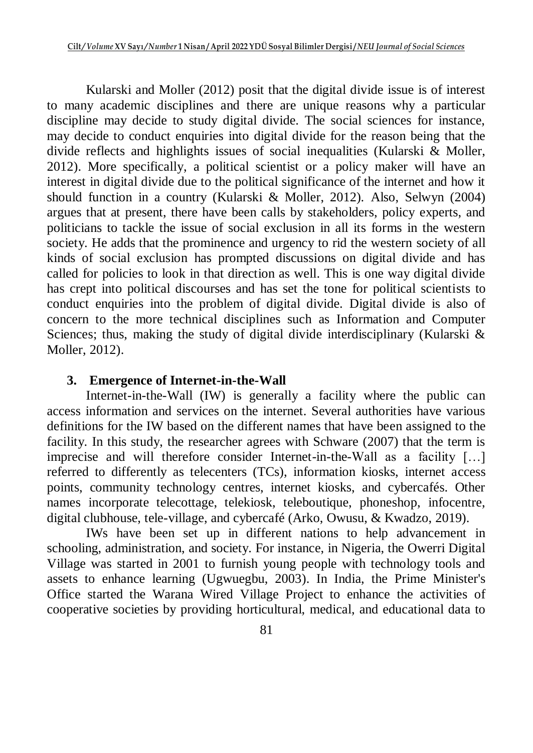Kularski and Moller (2012) posit that the digital divide issue is of interest to many academic disciplines and there are unique reasons why a particular discipline may decide to study digital divide. The social sciences for instance, may decide to conduct enquiries into digital divide for the reason being that the divide reflects and highlights issues of social inequalities (Kularski & Moller, 2012). More specifically, a political scientist or a policy maker will have an interest in digital divide due to the political significance of the internet and how it should function in a country (Kularski & Moller, 2012). Also, Selwyn (2004) argues that at present, there have been calls by stakeholders, policy experts, and politicians to tackle the issue of social exclusion in all its forms in the western society. He adds that the prominence and urgency to rid the western society of all kinds of social exclusion has prompted discussions on digital divide and has called for policies to look in that direction as well. This is one way digital divide has crept into political discourses and has set the tone for political scientists to conduct enquiries into the problem of digital divide. Digital divide is also of concern to the more technical disciplines such as Information and Computer Sciences; thus, making the study of digital divide interdisciplinary (Kularski & Moller, 2012).

## 3. Emergence of Internet-in-the-Wall

Internet-in-the-Wall (IW) is generally a facility where the public can access information and services on the internet. Several authorities have various definitions for the IW based on the different names that have been assigned to the facility. In this study, the researcher agrees with Schware (2007) that the term is imprecise and will therefore consider Internet-in-the-Wall as a facility […] referred to differently as telecenters (TCs), information kiosks, internet access points, community technology centres, internet kiosks, and cybercafés. Other names incorporate telecottage, telekiosk, teleboutique, phoneshop, infocentre, digital clubhouse, tele-village, and cybercafé (Arko, Owusu, & Kwadzo, 2019).

IWs have been set up in different nations to help advancement in schooling, administration, and society. For instance, in Nigeria, the Owerri Digital Village was started in 2001 to furnish young people with technology tools and assets to enhance learning (Ugwuegbu, 2003). In India, the Prime Minister's Office started the Warana Wired Village Project to enhance the activities of cooperative societies by providing horticultural, medical, and educational data to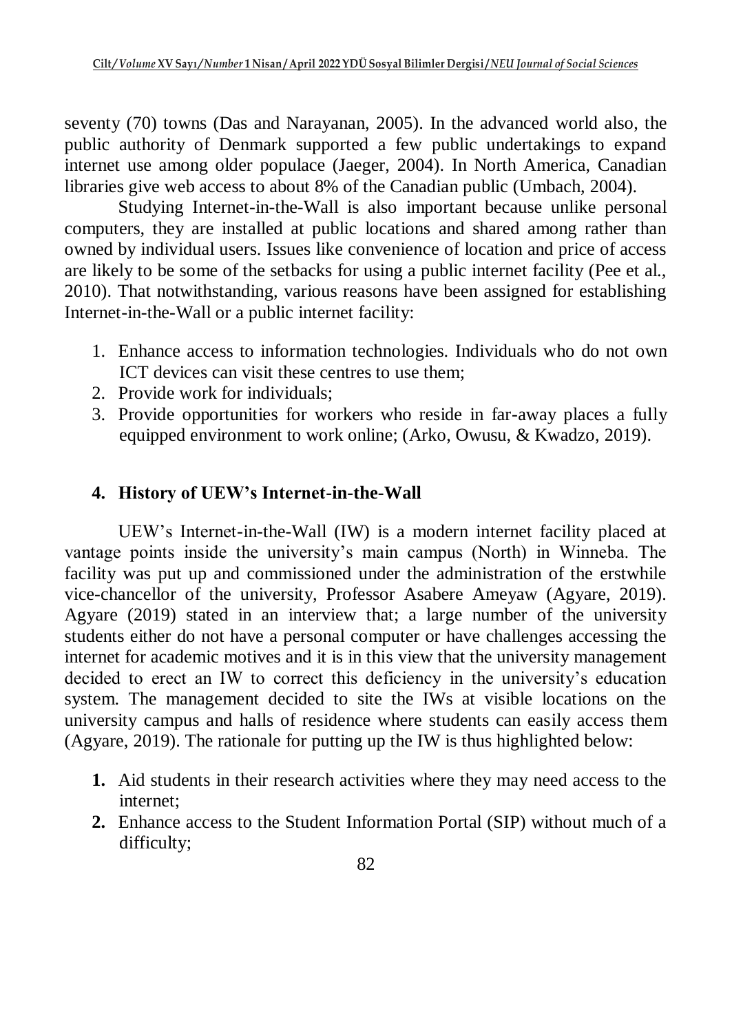seventy (70) towns (Das and Narayanan, 2005). In the advanced world also, the public authority of Denmark supported a few public undertakings to expand internet use among older populace (Jaeger, 2004). In North America, Canadian libraries give web access to about 8% of the Canadian public (Umbach, 2004).

Studying Internet-in-the-Wall is also important because unlike personal computers, they are installed at public locations and shared among rather than owned by individual users. Issues like convenience of location and price of access are likely to be some of the setbacks for using a public internet facility (Pee et al., 2010). That notwithstanding, various reasons have been assigned for establishing Internet-in-the-Wall or a public internet facility:

1. Enhance access to information technologies. Individuals who do not own ICT devices can visit these centres to use them;
2. Provide work for individuals;
3. Provide opportunities for workers who reside in far-away places a fully equipped environment to work online; (Arko, Owusu, & Kwadzo, 2019).

## 4. History of UEW's Internet-in-the-Wall

UEW's Internet-in-the-Wall (IW) is a modern internet facility placed at vantage points inside the university's main campus (North) in Winneba. The facility was put up and commissioned under the administration of the erstwhile vice-chancellor of the university, Professor Asabere Ameyaw (Agyare, 2019). Agyare (2019) stated in an interview that; a large number of the university students either do not have a personal computer or have challenges accessing the internet for academic motives and it is in this view that the university management decided to erect an IW to correct this deficiency in the university's education system. The management decided to site the IWs at visible locations on the university campus and halls of residence where students can easily access them (Agyare, 2019). The rationale for putting up the IW is thus highlighted below:

**1.** Aid students in their research activities where they may need access to the internet;

**2.** Enhance access to the Student Information Portal (SIP) without much of a difficulty;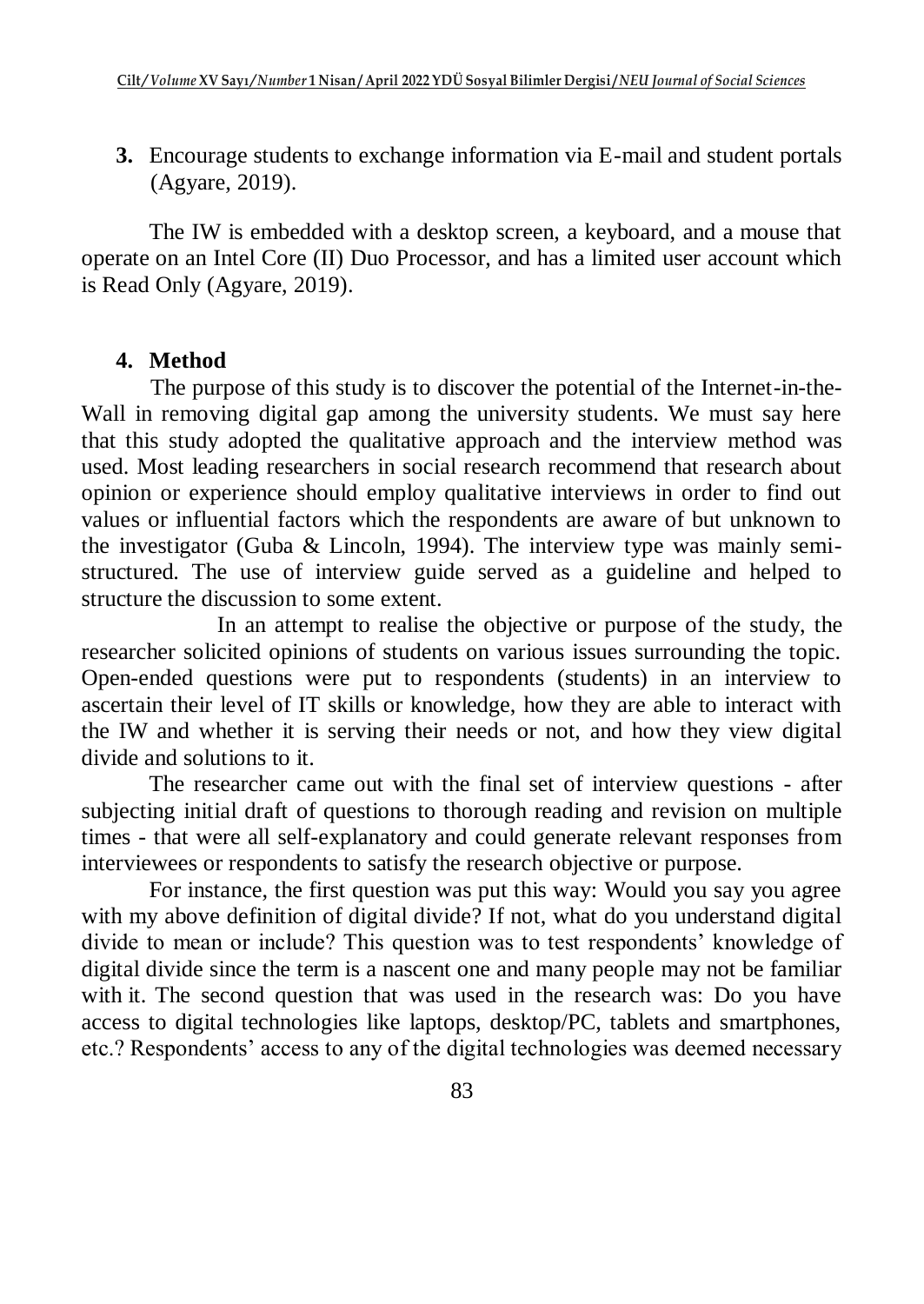**3.** Encourage students to exchange information via E-mail and student portals (Agyare, 2019).

The IW is embedded with a desktop screen, a keyboard, and a mouse that operate on an Intel Core (II) Duo Processor, and has a limited user account which is Read Only (Agyare, 2019).

## 4. Method

The purpose of this study is to discover the potential of the Internet-in-the-Wall in removing digital gap among the university students. We must say here that this study adopted the qualitative approach and the interview method was used. Most leading researchers in social research recommend that research about opinion or experience should employ qualitative interviews in order to find out values or influential factors which the respondents are aware of but unknown to the investigator (Guba & Lincoln, 1994). The interview type was mainly semi-structured. The use of interview guide served as a guideline and helped to structure the discussion to some extent.

In an attempt to realise the objective or purpose of the study, the researcher solicited opinions of students on various issues surrounding the topic. Open-ended questions were put to respondents (students) in an interview to ascertain their level of IT skills or knowledge, how they are able to interact with the IW and whether it is serving their needs or not, and how they view digital divide and solutions to it.

The researcher came out with the final set of interview questions - after subjecting initial draft of questions to thorough reading and revision on multiple times - that were all self-explanatory and could generate relevant responses from interviewees or respondents to satisfy the research objective or purpose.

For instance, the first question was put this way: Would you say you agree with my above definition of digital divide? If not, what do you understand digital divide to mean or include? This question was to test respondents' knowledge of digital divide since the term is a nascent one and many people may not be familiar with it. The second question that was used in the research was: Do you have access to digital technologies like laptops, desktop/PC, tablets and smartphones, etc.? Respondents' access to any of the digital technologies was deemed necessary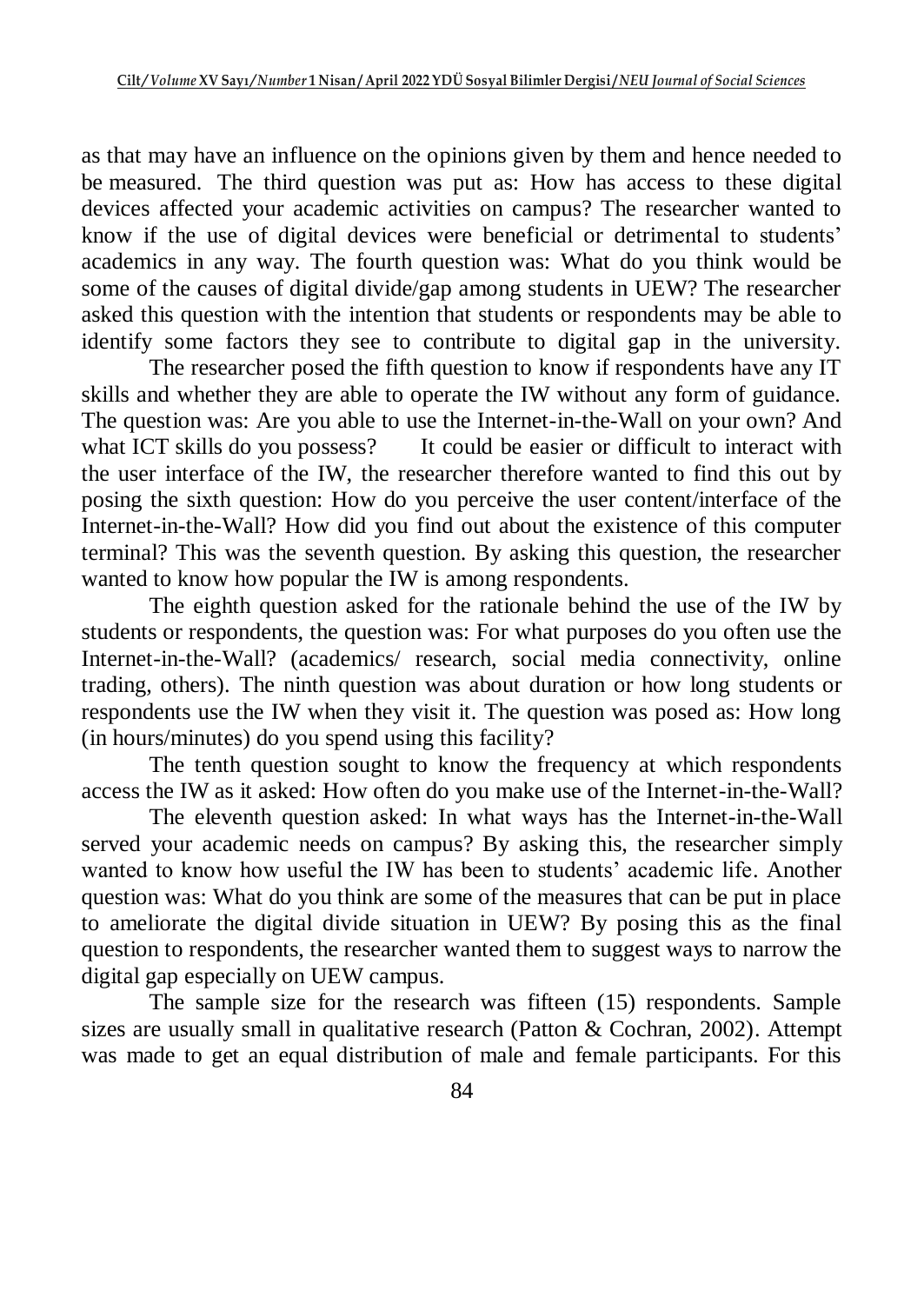as that may have an influence on the opinions given by them and hence needed to be measured. The third question was put as: How has access to these digital devices affected your academic activities on campus? The researcher wanted to know if the use of digital devices were beneficial or detrimental to students' academics in any way. The fourth question was: What do you think would be some of the causes of digital divide/gap among students in UEW? The researcher asked this question with the intention that students or respondents may be able to identify some factors they see to contribute to digital gap in the university.

The researcher posed the fifth question to know if respondents have any IT skills and whether they are able to operate the IW without any form of guidance. The question was: Are you able to use the Internet-in-the-Wall on your own? And what ICT skills do you possess? It could be easier or difficult to interact with the user interface of the IW, the researcher therefore wanted to find this out by posing the sixth question: How do you perceive the user content/interface of the Internet-in-the-Wall? How did you find out about the existence of this computer terminal? This was the seventh question. By asking this question, the researcher wanted to know how popular the IW is among respondents.

The eighth question asked for the rationale behind the use of the IW by students or respondents, the question was: For what purposes do you often use the Internet-in-the-Wall? (academics/ research, social media connectivity, online trading, others). The ninth question was about duration or how long students or respondents use the IW when they visit it. The question was posed as: How long (in hours/minutes) do you spend using this facility?

The tenth question sought to know the frequency at which respondents access the IW as it asked: How often do you make use of the Internet-in-the-Wall?

The eleventh question asked: In what ways has the Internet-in-the-Wall served your academic needs on campus? By asking this, the researcher simply wanted to know how useful the IW has been to students' academic life. Another question was: What do you think are some of the measures that can be put in place to ameliorate the digital divide situation in UEW? By posing this as the final question to respondents, the researcher wanted them to suggest ways to narrow the digital gap especially on UEW campus.

The sample size for the research was fifteen (15) respondents. Sample sizes are usually small in qualitative research (Patton & Cochran, 2002). Attempt was made to get an equal distribution of male and female participants. For this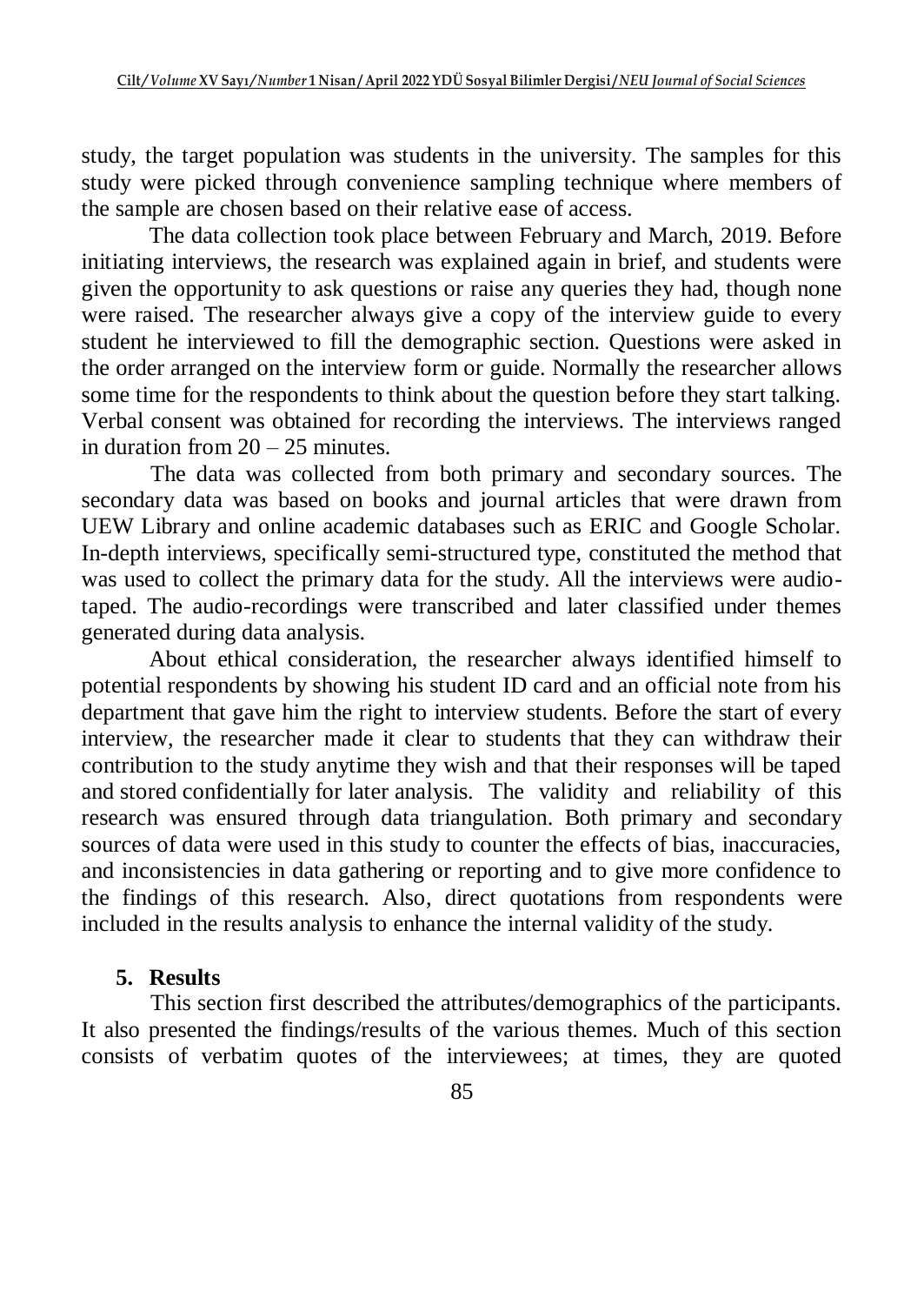study, the target population was students in the university. The samples for this study were picked through convenience sampling technique where members of the sample are chosen based on their relative ease of access.

The data collection took place between February and March, 2019. Before initiating interviews, the research was explained again in brief, and students were given the opportunity to ask questions or raise any queries they had, though none were raised. The researcher always give a copy of the interview guide to every student he interviewed to fill the demographic section. Questions were asked in the order arranged on the interview form or guide. Normally the researcher allows some time for the respondents to think about the question before they start talking. Verbal consent was obtained for recording the interviews. The interviews ranged in duration from 20 – 25 minutes.

The data was collected from both primary and secondary sources. The secondary data was based on books and journal articles that were drawn from UEW Library and online academic databases such as ERIC and Google Scholar. In-depth interviews, specifically semi-structured type, constituted the method that was used to collect the primary data for the study. All the interviews were audio-taped. The audio-recordings were transcribed and later classified under themes generated during data analysis.

About ethical consideration, the researcher always identified himself to potential respondents by showing his student ID card and an official note from his department that gave him the right to interview students. Before the start of every interview, the researcher made it clear to students that they can withdraw their contribution to the study anytime they wish and that their responses will be taped and stored confidentially for later analysis. The validity and reliability of this research was ensured through data triangulation. Both primary and secondary sources of data were used in this study to counter the effects of bias, inaccuracies, and inconsistencies in data gathering or reporting and to give more confidence to the findings of this research. Also, direct quotations from respondents were included in the results analysis to enhance the internal validity of the study.

## 5. Results

This section first described the attributes/demographics of the participants. It also presented the findings/results of the various themes. Much of this section consists of verbatim quotes of the interviewees; at times, they are quoted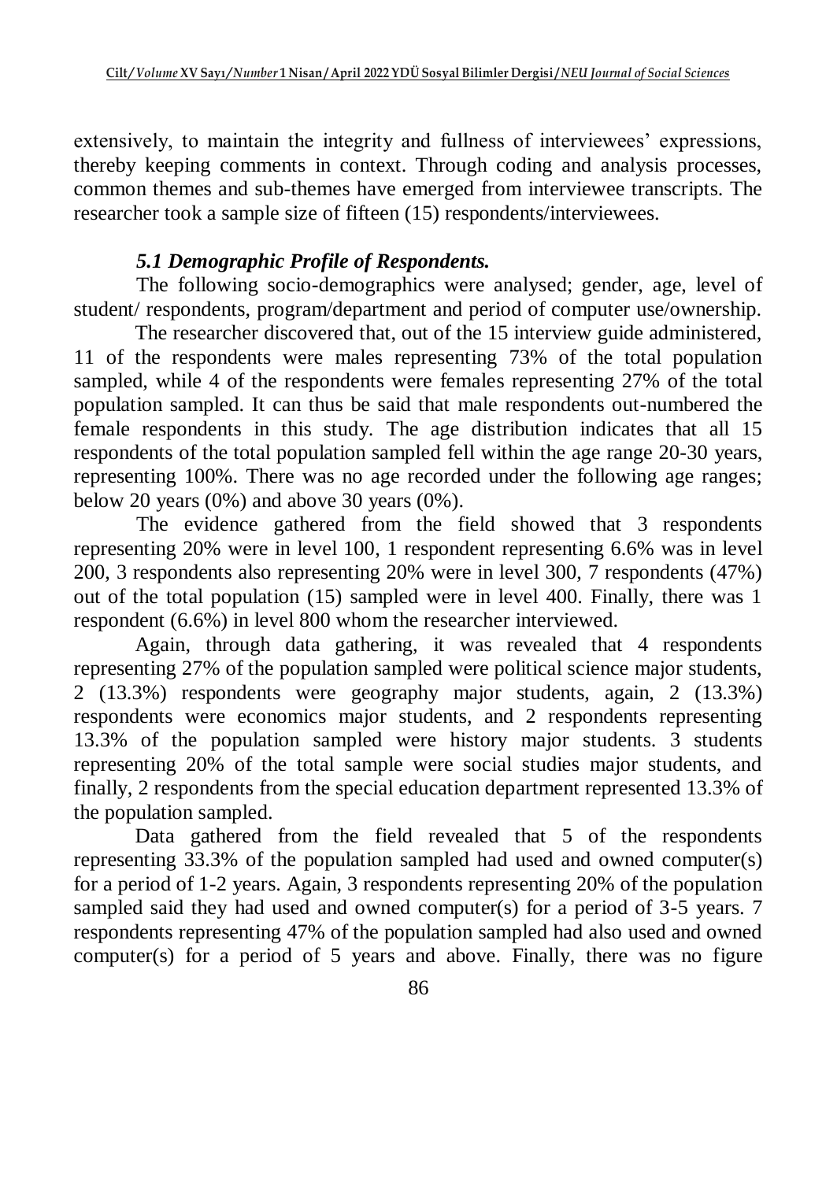extensively, to maintain the integrity and fullness of interviewees' expressions, thereby keeping comments in context. Through coding and analysis processes, common themes and sub-themes have emerged from interviewee transcripts. The researcher took a sample size of fifteen (15) respondents/interviewees.

### *5.1 Demographic Profile of Respondents.*

The following socio-demographics were analysed; gender, age, level of student/ respondents, program/department and period of computer use/ownership.

The researcher discovered that, out of the 15 interview guide administered, 11 of the respondents were males representing 73% of the total population sampled, while 4 of the respondents were females representing 27% of the total population sampled. It can thus be said that male respondents out-numbered the female respondents in this study. The age distribution indicates that all 15 respondents of the total population sampled fell within the age range 20-30 years, representing 100%. There was no age recorded under the following age ranges; below 20 years (0%) and above 30 years (0%).

The evidence gathered from the field showed that 3 respondents representing 20% were in level 100, 1 respondent representing 6.6% was in level 200, 3 respondents also representing 20% were in level 300, 7 respondents (47%) out of the total population (15) sampled were in level 400. Finally, there was 1 respondent (6.6%) in level 800 whom the researcher interviewed.

Again, through data gathering, it was revealed that 4 respondents representing 27% of the population sampled were political science major students, 2 (13.3%) respondents were geography major students, again, 2 (13.3%) respondents were economics major students, and 2 respondents representing 13.3% of the population sampled were history major students. 3 students representing 20% of the total sample were social studies major students, and finally, 2 respondents from the special education department represented 13.3% of the population sampled.

Data gathered from the field revealed that 5 of the respondents representing 33.3% of the population sampled had used and owned computer(s) for a period of 1-2 years. Again, 3 respondents representing 20% of the population sampled said they had used and owned computer(s) for a period of 3-5 years. 7 respondents representing 47% of the population sampled had also used and owned computer(s) for a period of 5 years and above. Finally, there was no figure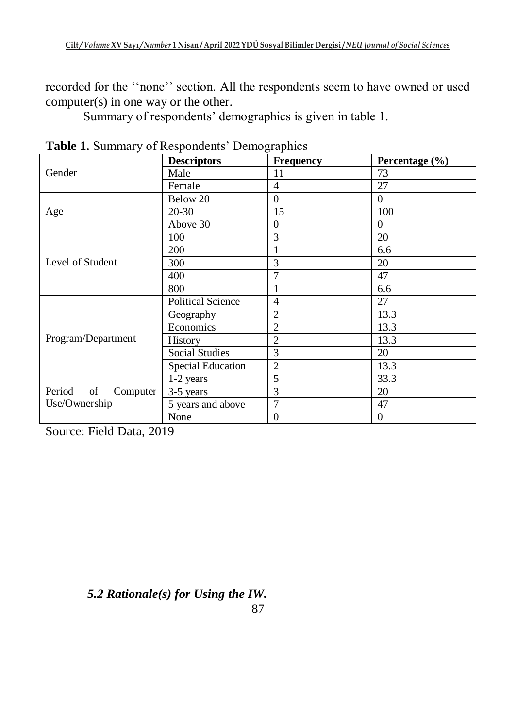recorded for the ''none'' section. All the respondents seem to have owned or used computer(s) in one way or the other.

Summary of respondents' demographics is given in table 1.

**Table 1.** Summary of Respondents' Demographics

| | **Descriptors** | **Frequency** | **Percentage (%)** |
|---|---|---|---|
| Gender | Male | 11 | 73 |
| | Female | 4 | 27 |
| Age | Below 20 | 0 | 0 |
| | 20-30 | 15 | 100 |
| | Above 30 | 0 | 0 |
| Level of Student | 100 | 3 | 20 |
| | 200 | 1 | 6.6 |
| | 300 | 3 | 20 |
| | 400 | 7 | 47 |
| | 800 | 1 | 6.6 |
| Program/Department | Political Science | 4 | 27 |
| | Geography | 2 | 13.3 |
| | Economics | 2 | 13.3 |
| | History | 2 | 13.3 |
| | Social Studies | 3 | 20 |
| | Special Education | 2 | 13.3 |
| Period of Computer Use/Ownership | 1-2 years | 5 | 33.3 |
| | 3-5 years | 3 | 20 |
| | 5 years and above | 7 | 47 |
| | None | 0 | 0 |

Source: Field Data, 2019

### *5.2 Rationale(s) for Using the IW.*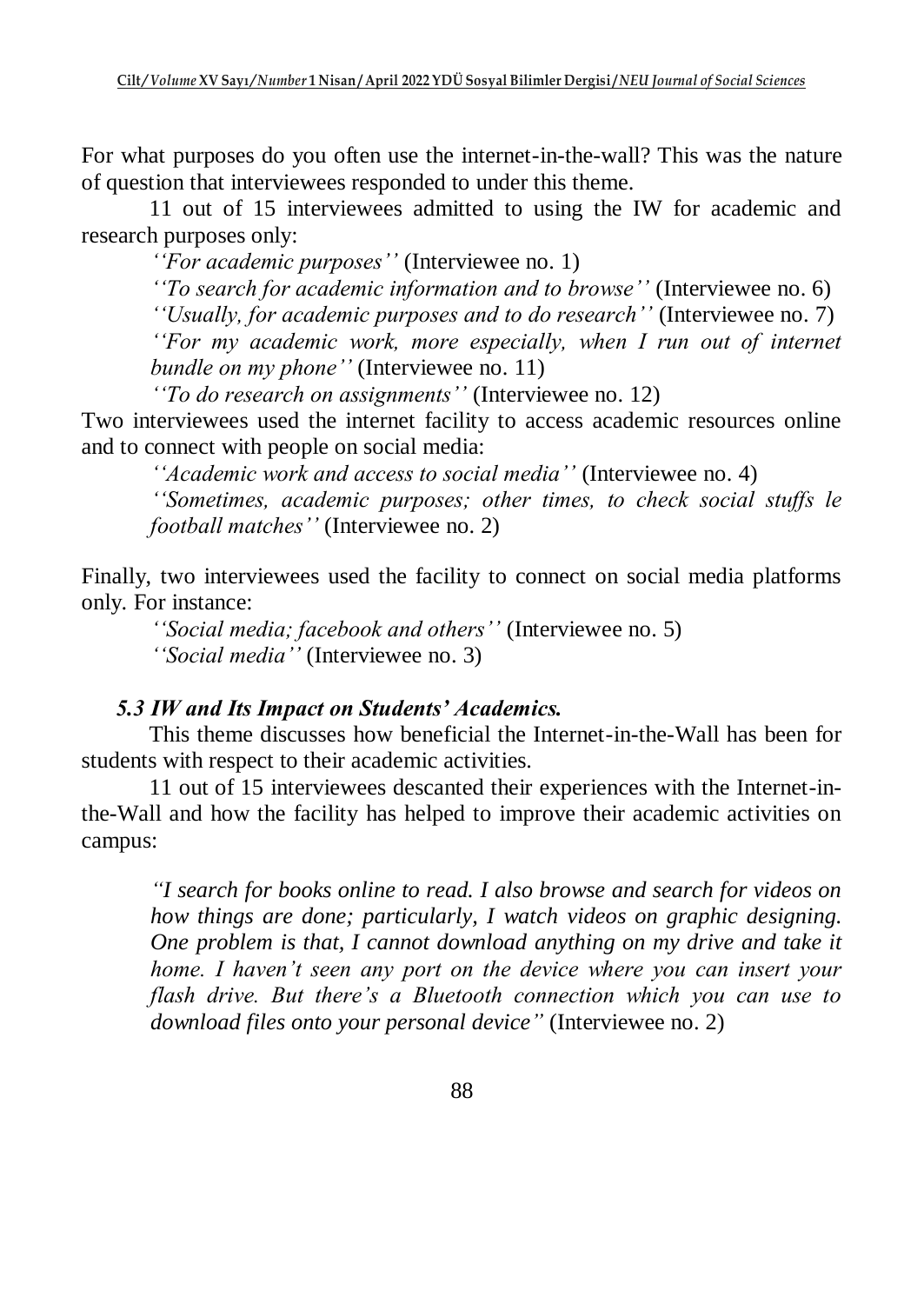For what purposes do you often use the internet-in-the-wall? This was the nature of question that interviewees responded to under this theme.

11 out of 15 interviewees admitted to using the IW for academic and research purposes only:

> *''For academic purposes''* (Interviewee no. 1)
>
> *''To search for academic information and to browse''* (Interviewee no. 6)
>
> *''Usually, for academic purposes and to do research''* (Interviewee no. 7)
>
> *''For my academic work, more especially, when I run out of internet bundle on my phone''* (Interviewee no. 11)
>
> *''To do research on assignments''* (Interviewee no. 12)

Two interviewees used the internet facility to access academic resources online and to connect with people on social media:

> *''Academic work and access to social media''* (Interviewee no. 4)
>
> *''Sometimes, academic purposes; other times, to check social stuffs le football matches''* (Interviewee no. 2)

Finally, two interviewees used the facility to connect on social media platforms only. For instance:

> *''Social media; facebook and others''* (Interviewee no. 5)
>
> *''Social media''* (Interviewee no. 3)

### *5.3 IW and Its Impact on Students' Academics.*

This theme discusses how beneficial the Internet-in-the-Wall has been for students with respect to their academic activities.

11 out of 15 interviewees descanted their experiences with the Internet-in-the-Wall and how the facility has helped to improve their academic activities on campus:

> *"I search for books online to read. I also browse and search for videos on how things are done; particularly, I watch videos on graphic designing. One problem is that, I cannot download anything on my drive and take it home. I haven't seen any port on the device where you can insert your flash drive. But there's a Bluetooth connection which you can use to download files onto your personal device"* (Interviewee no. 2)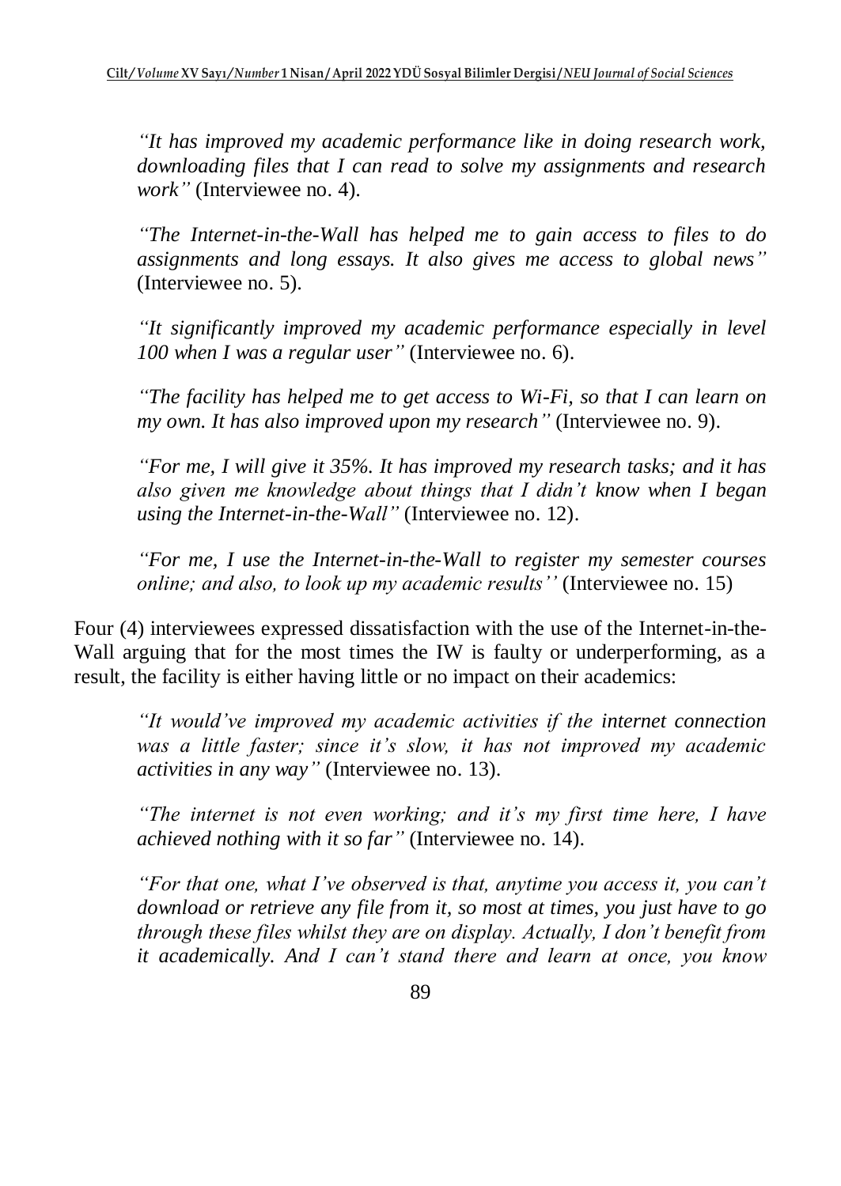*"It has improved my academic performance like in doing research work, downloading files that I can read to solve my assignments and research work"* (Interviewee no. 4).

*"The Internet-in-the-Wall has helped me to gain access to files to do assignments and long essays. It also gives me access to global news"* (Interviewee no. 5).

*"It significantly improved my academic performance especially in level 100 when I was a regular user"* (Interviewee no. 6).

*"The facility has helped me to get access to Wi-Fi, so that I can learn on my own. It has also improved upon my research"* (Interviewee no. 9).

*"For me, I will give it 35%. It has improved my research tasks; and it has also given me knowledge about things that I didn't know when I began using the Internet-in-the-Wall"* (Interviewee no. 12).

*"For me, I use the Internet-in-the-Wall to register my semester courses online; and also, to look up my academic results''* (Interviewee no. 15)

Four (4) interviewees expressed dissatisfaction with the use of the Internet-in-the-Wall arguing that for the most times the IW is faulty or underperforming, as a result, the facility is either having little or no impact on their academics:

*"It would've improved my academic activities if the internet connection was a little faster; since it's slow, it has not improved my academic activities in any way"* (Interviewee no. 13).

*"The internet is not even working; and it's my first time here, I have achieved nothing with it so far"* (Interviewee no. 14).

*"For that one, what I've observed is that, anytime you access it, you can't download or retrieve any file from it, so most at times, you just have to go through these files whilst they are on display. Actually, I don't benefit from it academically. And I can't stand there and learn at once, you know*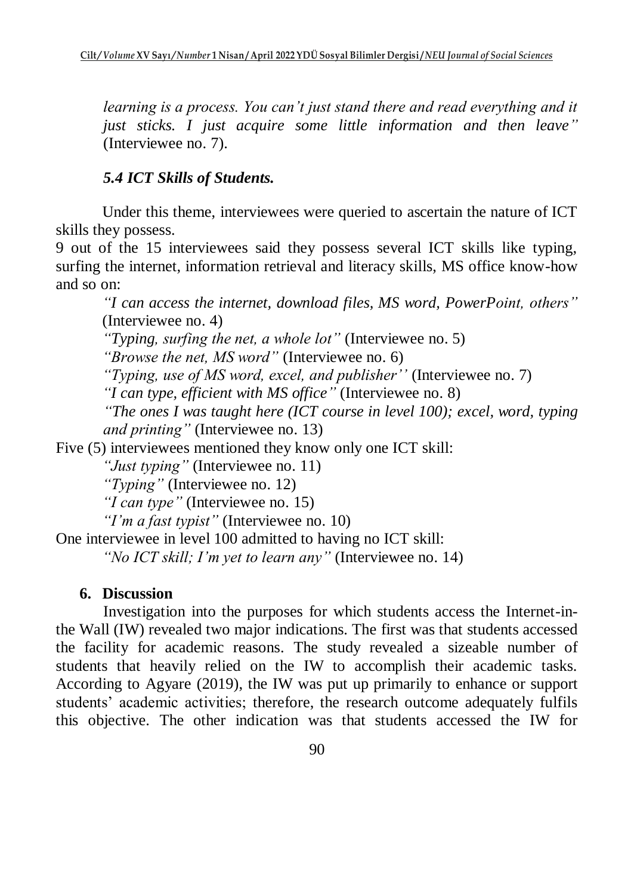*learning is a process. You can't just stand there and read everything and it just sticks. I just acquire some little information and then leave"* (Interviewee no. 7).

### *5.4 ICT Skills of Students.*

Under this theme, interviewees were queried to ascertain the nature of ICT skills they possess.

9 out of the 15 interviewees said they possess several ICT skills like typing, surfing the internet, information retrieval and literacy skills, MS office know-how and so on:

> *"I can access the internet, download files, MS word, PowerPoint, others"* (Interviewee no. 4)
>
> *"Typing, surfing the net, a whole lot"* (Interviewee no. 5)
>
> *"Browse the net, MS word"* (Interviewee no. 6)
>
> *"Typing, use of MS word, excel, and publisher''* (Interviewee no. 7)
>
> *"I can type, efficient with MS office"* (Interviewee no. 8)
>
> *"The ones I was taught here (ICT course in level 100); excel, word, typing and printing"* (Interviewee no. 13)

Five (5) interviewees mentioned they know only one ICT skill:

> *"Just typing"* (Interviewee no. 11)
>
> *"Typing"* (Interviewee no. 12)
>
> *"I can type"* (Interviewee no. 15)
>
> *"I'm a fast typist"* (Interviewee no. 10)

One interviewee in level 100 admitted to having no ICT skill:

> *"No ICT skill; I'm yet to learn any"* (Interviewee no. 14)

## 6. Discussion

Investigation into the purposes for which students access the Internet-in-the Wall (IW) revealed two major indications. The first was that students accessed the facility for academic reasons. The study revealed a sizeable number of students that heavily relied on the IW to accomplish their academic tasks. According to Agyare (2019), the IW was put up primarily to enhance or support students' academic activities; therefore, the research outcome adequately fulfils this objective. The other indication was that students accessed the IW for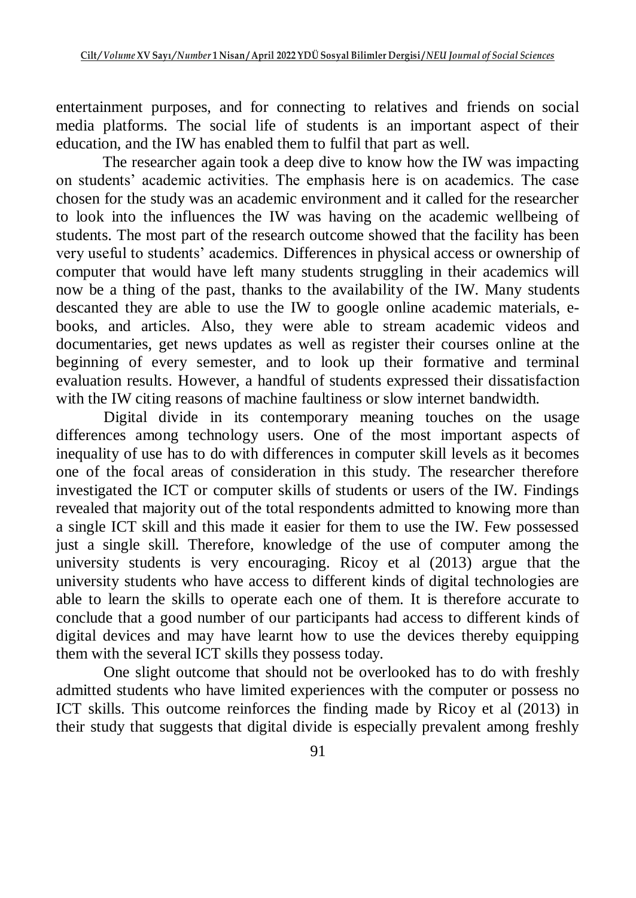entertainment purposes, and for connecting to relatives and friends on social media platforms. The social life of students is an important aspect of their education, and the IW has enabled them to fulfil that part as well.

The researcher again took a deep dive to know how the IW was impacting on students' academic activities. The emphasis here is on academics. The case chosen for the study was an academic environment and it called for the researcher to look into the influences the IW was having on the academic wellbeing of students. The most part of the research outcome showed that the facility has been very useful to students' academics. Differences in physical access or ownership of computer that would have left many students struggling in their academics will now be a thing of the past, thanks to the availability of the IW. Many students descanted they are able to use the IW to google online academic materials, e-books, and articles. Also, they were able to stream academic videos and documentaries, get news updates as well as register their courses online at the beginning of every semester, and to look up their formative and terminal evaluation results. However, a handful of students expressed their dissatisfaction with the IW citing reasons of machine faultiness or slow internet bandwidth.

Digital divide in its contemporary meaning touches on the usage differences among technology users. One of the most important aspects of inequality of use has to do with differences in computer skill levels as it becomes one of the focal areas of consideration in this study. The researcher therefore investigated the ICT or computer skills of students or users of the IW. Findings revealed that majority out of the total respondents admitted to knowing more than a single ICT skill and this made it easier for them to use the IW. Few possessed just a single skill. Therefore, knowledge of the use of computer among the university students is very encouraging. Ricoy et al (2013) argue that the university students who have access to different kinds of digital technologies are able to learn the skills to operate each one of them. It is therefore accurate to conclude that a good number of our participants had access to different kinds of digital devices and may have learnt how to use the devices thereby equipping them with the several ICT skills they possess today.

One slight outcome that should not be overlooked has to do with freshly admitted students who have limited experiences with the computer or possess no ICT skills. This outcome reinforces the finding made by Ricoy et al (2013) in their study that suggests that digital divide is especially prevalent among freshly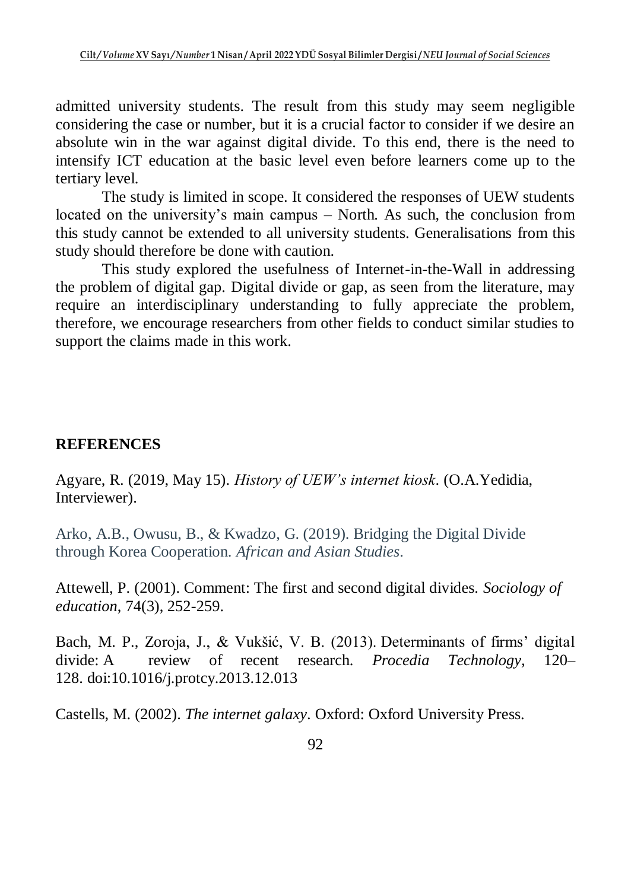admitted university students. The result from this study may seem negligible considering the case or number, but it is a crucial factor to consider if we desire an absolute win in the war against digital divide. To this end, there is the need to intensify ICT education at the basic level even before learners come up to the tertiary level.

The study is limited in scope. It considered the responses of UEW students located on the university's main campus – North. As such, the conclusion from this study cannot be extended to all university students. Generalisations from this study should therefore be done with caution.

This study explored the usefulness of Internet-in-the-Wall in addressing the problem of digital gap. Digital divide or gap, as seen from the literature, may require an interdisciplinary understanding to fully appreciate the problem, therefore, we encourage researchers from other fields to conduct similar studies to support the claims made in this work.

## REFERENCES

Agyare, R. (2019, May 15). *History of UEW's internet kiosk*. (O.A.Yedidia, Interviewer).

Arko, A.B., Owusu, B., & Kwadzo, G. (2019). Bridging the Digital Divide through Korea Cooperation. *African and Asian Studies*.

Attewell, P. (2001). Comment: The first and second digital divides. *Sociology of education*, 74(3), 252-259.

Bach, M. P., Zoroja, J., & Vukšić, V. B. (2013). Determinants of firms' digital divide: A review of recent research. *Procedia Technology,* 120–128. doi:10.1016/j.protcy.2013.12.013

Castells, M. (2002). *The internet galaxy*. Oxford: Oxford University Press.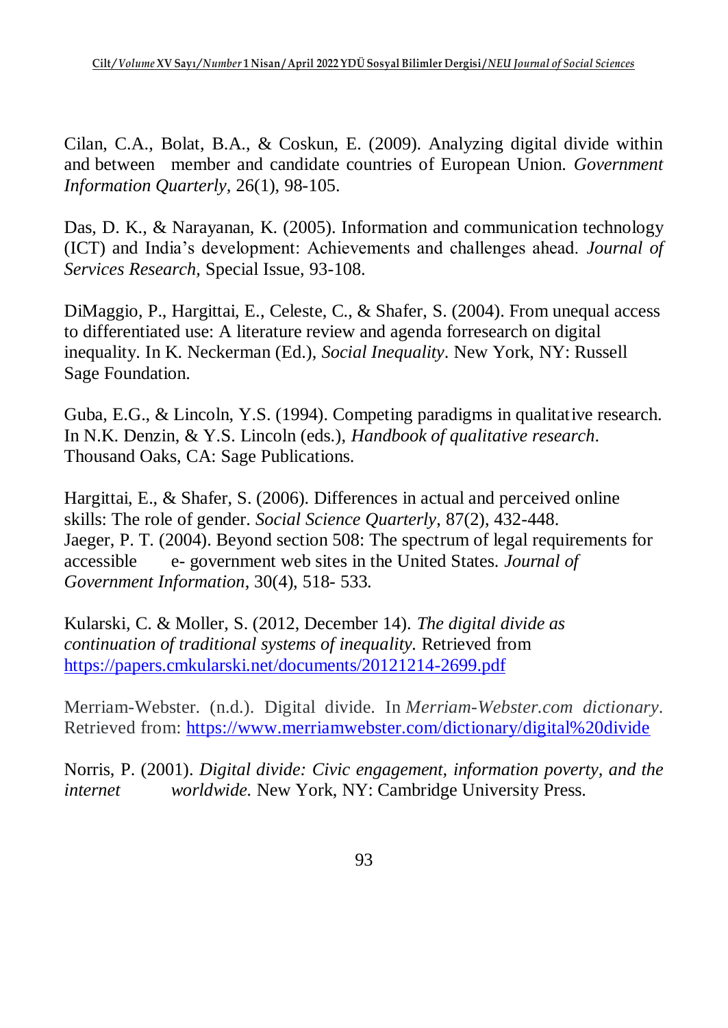Cilan, C.A., Bolat, B.A., & Coskun, E. (2009). Analyzing digital divide within and between member and candidate countries of European Union. *Government Information Quarterly,* 26(1), 98-105.

Das, D. K., & Narayanan, K. (2005). Information and communication technology (ICT) and India's development: Achievements and challenges ahead. *Journal of Services Research,* Special Issue, 93-108.

DiMaggio, P., Hargittai, E., Celeste, C., & Shafer, S. (2004). From unequal access to differentiated use: A literature review and agenda forresearch on digital inequality. In K. Neckerman (Ed.), *Social Inequality*. New York, NY: Russell Sage Foundation.

Guba, E.G., & Lincoln, Y.S. (1994). Competing paradigms in qualitative research. In N.K. Denzin, & Y.S. Lincoln (eds.), *Handbook of qualitative research*. Thousand Oaks, CA: Sage Publications.

Hargittai, E., & Shafer, S. (2006). Differences in actual and perceived online skills: The role of gender. *Social Science Quarterly*, 87(2), 432-448.
Jaeger, P. T. (2004). Beyond section 508: The spectrum of legal requirements for accessible e- government web sites in the United States. *Journal of Government Information*, 30(4), 518- 533.

Kularski, C. & Moller, S. (2012, December 14). *The digital divide as continuation of traditional systems of inequality.* Retrieved from https://papers.cmkularski.net/documents/20121214-2699.pdf

Merriam-Webster. (n.d.). Digital divide. In *Merriam-Webster.com dictionary*. Retrieved from: https://www.merriamwebster.com/dictionary/digital%20divide

Norris, P. (2001). *Digital divide: Civic engagement, information poverty, and the internet worldwide.* New York, NY: Cambridge University Press.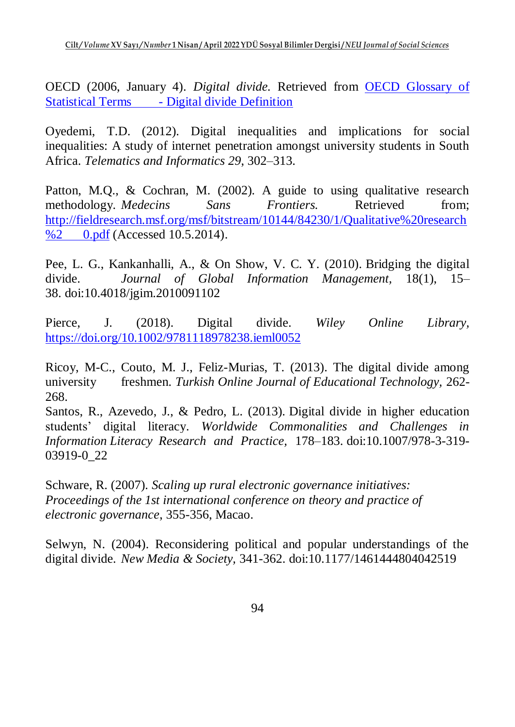OECD (2006, January 4). *Digital divide.* Retrieved from [OECD Glossary of Statistical Terms - Digital divide Definition]

Oyedemi, T.D. (2012). Digital inequalities and implications for social inequalities: A study of internet penetration amongst university students in South Africa. *Telematics and Informatics 29*, 302–313.

Patton, M.Q., & Cochran, M. (2002). A guide to using qualitative research methodology. *Medecins Sans Frontiers.* Retrieved from; http://fieldresearch.msf.org/msf/bitstream/10144/84230/1/Qualitative%20research%2 0.pdf (Accessed 10.5.2014).

Pee, L. G., Kankanhalli, A., & On Show, V. C. Y. (2010). Bridging the digital divide. *Journal of Global Information Management,* 18(1), 15–38. doi:10.4018/jgim.2010091102

Pierce, J. (2018). Digital divide. *Wiley Online Library,* https://doi.org/10.1002/9781118978238.ieml0052

Ricoy, M-C., Couto, M. J., Feliz-Murias, T. (2013). The digital divide among university freshmen. *Turkish Online Journal of Educational Technology,* 262-268.

Santos, R., Azevedo, J., & Pedro, L. (2013). Digital divide in higher education students' digital literacy. *Worldwide Commonalities and Challenges in Information Literacy Research and Practice,* 178–183. doi:10.1007/978-3-319-03919-0_22

Schware, R. (2007). *Scaling up rural electronic governance initiatives: Proceedings of the 1st international conference on theory and practice of electronic governance,* 355-356, Macao.

Selwyn, N. (2004). Reconsidering political and popular understandings of the digital divide. *New Media & Society,* 341-362. doi:10.1177/1461444804042519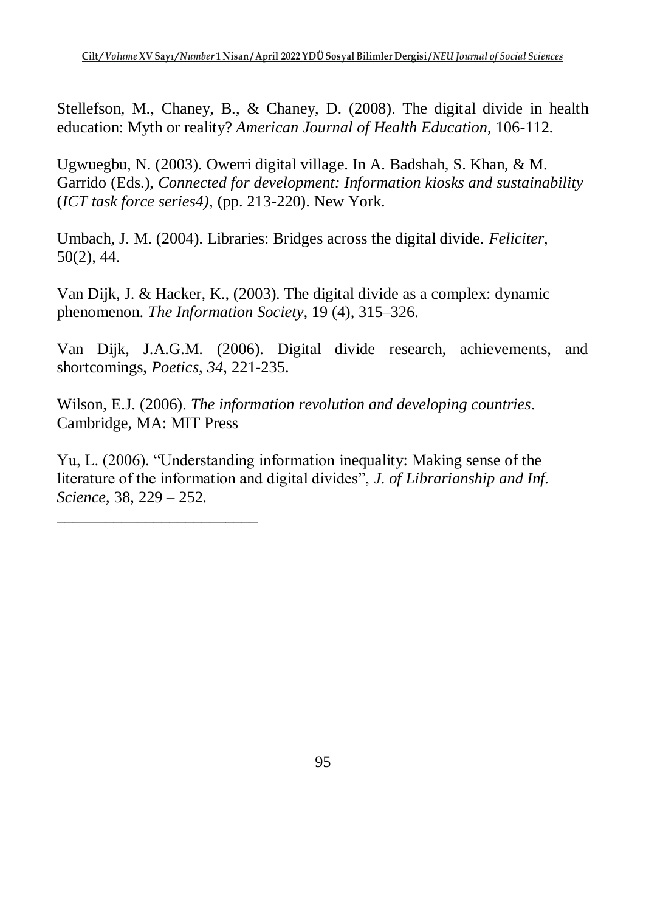Stellefson, M., Chaney, B., & Chaney, D. (2008). The digital divide in health education: Myth or reality? *American Journal of Health Education*, 106-112.

Ugwuegbu, N. (2003). Owerri digital village. In A. Badshah, S. Khan, & M. Garrido (Eds.), *Connected for development: Information kiosks and sustainability* (*ICT task force series4)*, (pp. 213-220). New York.

Umbach, J. M. (2004). Libraries: Bridges across the digital divide. *Feliciter*, 50(2), 44.

Van Dijk, J. & Hacker, K., (2003). The digital divide as a complex: dynamic phenomenon. *The Information Society*, 19 (4), 315–326.

Van Dijk, J.A.G.M. (2006). Digital divide research, achievements, and shortcomings, *Poetics*, *34*, 221-235.

Wilson, E.J. (2006). *The information revolution and developing countries*. Cambridge, MA: MIT Press

Yu, L. (2006). "Understanding information inequality: Making sense of the literature of the information and digital divides", *J. of Librarianship and Inf. Science*, 38, 229 – 252.

\_\_\_\_\_\_\_\_\_\_\_\_\_\_\_\_\_\_\_\_\_\_\_\_\_